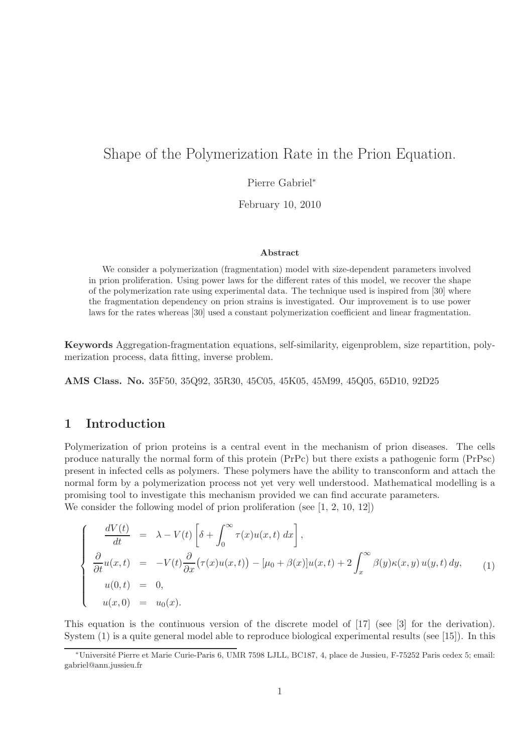# Shape of the Polymerization Rate in the Prion Equation.

Pierre Gabriel*

February 10, 2010

### Abstract

We consider a polymerization (fragmentation) model with size-dependent parameters involved in prion proliferation. Using power laws for the different rates of this model, we recover the shape of the polymerization rate using experimental data. The technique used is inspired from [30] where the fragmentation dependency on prion strains is investigated. Our improvement is to use power laws for the rates whereas [30] used a constant polymerization coefficient and linear fragmentation.

**Keywords** Aggregation-fragmentation equations, self-similarity, eigenproblem, size repartition, polymerization process, data fitting, inverse problem.

**AMS Class. No.** 35F50, 35Q92, 35R30, 45C05, 45K05, 45M99, 45Q05, 65D10, 92D25

## 1 Introduction

Polymerization of prion proteins is a central event in the mechanism of prion diseases. The cells produce naturally the normal form of this protein (PrPc) but there exists a pathogenic form (PrPsc) present in infected cells as polymers. These polymers have the ability to transconform and attach the normal form by a polymerization process not yet very well understood. Mathematical modelling is a promising tool to investigate this mechanism provided we can find accurate parameters.
We consider the following model of prion proliferation (see [1, 2, 10, 12])

$$
\left\{
\begin{array}{rcl}
\dfrac{dV(t)}{dt} & = & \lambda - V(t)\left[\delta + \displaystyle\int_0^\infty \tau(x)u(x,t)\,dx\right], \\
\dfrac{\partial}{\partial t}u(x,t) & = & -V(t)\dfrac{\partial}{\partial x}\big(\tau(x)u(x,t)\big) - [\mu_0 + \beta(x)]u(x,t) + 2\displaystyle\int_x^\infty \beta(y)\kappa(x,y)\,u(y,t)\,dy, \\
u(0,t) & = & 0, \\
u(x,0) & = & u_0(x).
\end{array}
\right.
\tag{1}
$$

This equation is the continuous version of the discrete model of [17] (see [3] for the derivation). System (1) is a quite general model able to reproduce biological experimental results (see [15]). In this

---

*Université Pierre et Marie Curie-Paris 6, UMR 7598 LJLL, BC187, 4, place de Jussieu, F-75252 Paris cedex 5; email: gabriel@ann.jussieu.fr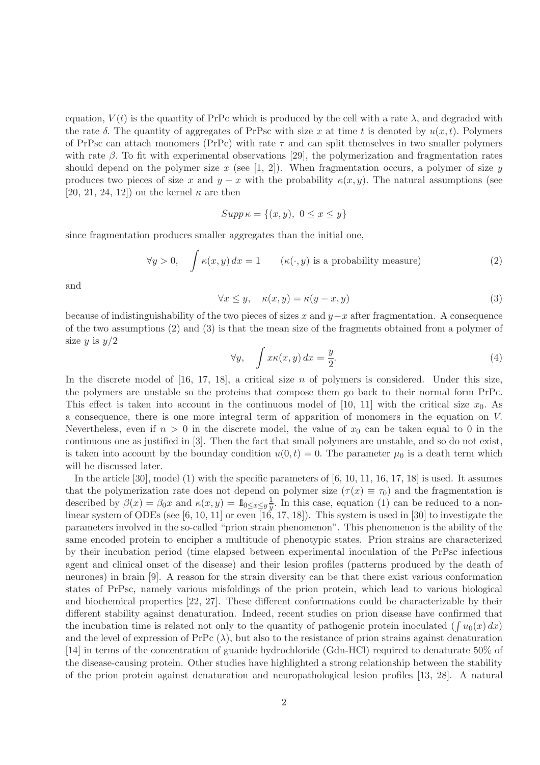equation, $V(t)$ is the quantity of PrPc which is produced by the cell with a rate $\lambda$, and degraded with the rate $\delta$. The quantity of aggregates of PrPsc with size $x$ at time $t$ is denoted by $u(x,t)$. Polymers of PrPsc can attach monomers (PrPc) with rate $\tau$ and can split themselves in two smaller polymers with rate $\beta$. To fit with experimental observations [29], the polymerization and fragmentation rates should depend on the polymer size $x$ (see [1, 2]). When fragmentation occurs, a polymer of size $y$ produces two pieces of size $x$ and $y-x$ with the probability $\kappa(x,y)$. The natural assumptions (see [20, 21, 24, 12]) on the kernel $\kappa$ are then

$$Supp\,\kappa = \{(x,y),\ 0 \leq x \leq y\}$$

since fragmentation produces smaller aggregates than the initial one,

$$\forall y > 0, \quad \int \kappa(x,y)\,dx = 1 \qquad (\kappa(\cdot,y) \text{ is a probability measure}) \tag{2}$$

and

$$\forall x \leq y, \quad \kappa(x,y) = \kappa(y-x,y) \tag{3}$$

because of indistinguishability of the two pieces of sizes $x$ and $y-x$ after fragmentation. A consequence of the two assumptions (2) and (3) is that the mean size of the fragments obtained from a polymer of size $y$ is $y/2$

$$\forall y, \quad \int x\kappa(x,y)\,dx = \frac{y}{2}. \tag{4}$$

In the discrete model of [16, 17, 18], a critical size $n$ of polymers is considered. Under this size, the polymers are unstable so the proteins that compose them go back to their normal form PrPc. This effect is taken into account in the continuous model of [10, 11] with the critical size $x_0$. As a consequence, there is one more integral term of apparition of monomers in the equation on $V$. Nevertheless, even if $n > 0$ in the discrete model, the value of $x_0$ can be taken equal to 0 in the continuous one as justified in [3]. Then the fact that small polymers are unstable, and so do not exist, is taken into account by the bounday condition $u(0,t) = 0$. The parameter $\mu_0$ is a death term which will be discussed later.

In the article [30], model (1) with the specific parameters of [6, 10, 11, 16, 17, 18] is used. It assumes that the polymerization rate does not depend on polymer size ($\tau(x) \equiv \tau_0$) and the fragmentation is described by $\beta(x) = \beta_0 x$ and $\kappa(x,y) = \mathbb{1}_{0 \leq x \leq y}\frac{1}{y}$. In this case, equation (1) can be reduced to a nonlinear system of ODEs (see [6, 10, 11] or even [16, 17, 18]). This system is used in [30] to investigate the parameters involved in the so-called "prion strain phenomenon". This phenomenon is the ability of the same encoded protein to encipher a multitude of phenotypic states. Prion strains are characterized by their incubation period (time elapsed between experimental inoculation of the PrPsc infectious agent and clinical onset of the disease) and their lesion profiles (patterns produced by the death of neurones) in brain [9]. A reason for the strain diversity can be that there exist various conformation states of PrPsc, namely various misfoldings of the prion protein, which lead to various biological and biochemical properties [22, 27]. These different conformations could be characterizable by their different stability against denaturation. Indeed, recent studies on prion disease have confirmed that the incubation time is related not only to the quantity of pathogenic protein inoculated ($\int u_0(x)\,dx$) and the level of expression of PrPc ($\lambda$), but also to the resistance of prion strains against denaturation [14] in terms of the concentration of guanide hydrochloride (Gdn-HCl) required to denaturate 50% of the disease-causing protein. Other studies have highlighted a strong relationship between the stability of the prion protein against denaturation and neuropathological lesion profiles [13, 28]. A natural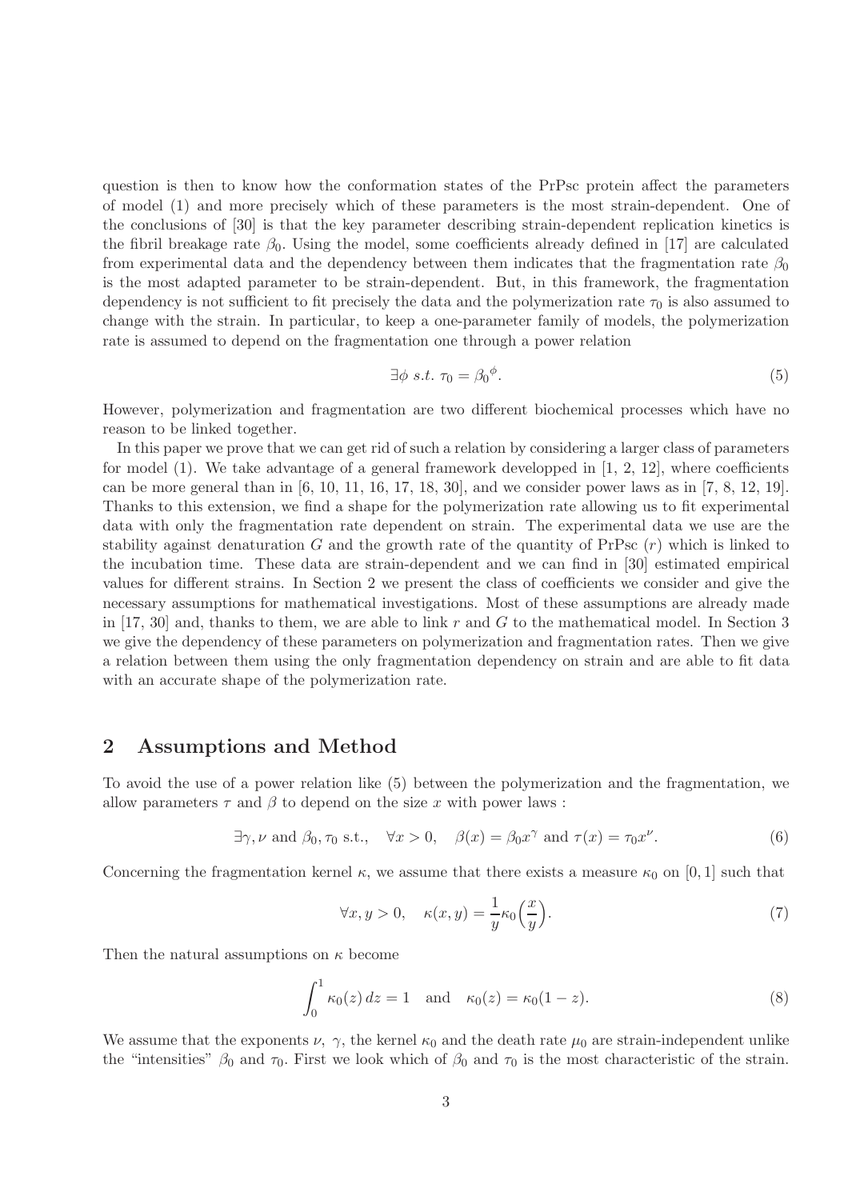question is then to know how the conformation states of the PrPsc protein affect the parameters of model (1) and more precisely which of these parameters is the most strain-dependent. One of the conclusions of [30] is that the key parameter describing strain-dependent replication kinetics is the fibril breakage rate $\beta_0$. Using the model, some coefficients already defined in [17] are calculated from experimental data and the dependency between them indicates that the fragmentation rate $\beta_0$ is the most adapted parameter to be strain-dependent. But, in this framework, the fragmentation dependency is not sufficient to fit precisely the data and the polymerization rate $\tau_0$ is also assumed to change with the strain. In particular, to keep a one-parameter family of models, the polymerization rate is assumed to depend on the fragmentation one through a power relation

$$\exists \phi \ s.t. \ \tau_0 = {\beta_0}^{\phi}. \tag{5}$$

However, polymerization and fragmentation are two different biochemical processes which have no reason to be linked together.

In this paper we prove that we can get rid of such a relation by considering a larger class of parameters for model (1). We take advantage of a general framework developped in [1, 2, 12], where coefficients can be more general than in [6, 10, 11, 16, 17, 18, 30], and we consider power laws as in [7, 8, 12, 19]. Thanks to this extension, we find a shape for the polymerization rate allowing us to fit experimental data with only the fragmentation rate dependent on strain. The experimental data we use are the stability against denaturation $G$ and the growth rate of the quantity of PrPsc ($r$) which is linked to the incubation time. These data are strain-dependent and we can find in [30] estimated empirical values for different strains. In Section 2 we present the class of coefficients we consider and give the necessary assumptions for mathematical investigations. Most of these assumptions are already made in [17, 30] and, thanks to them, we are able to link $r$ and $G$ to the mathematical model. In Section 3 we give the dependency of these parameters on polymerization and fragmentation rates. Then we give a relation between them using the only fragmentation dependency on strain and are able to fit data with an accurate shape of the polymerization rate.

## 2 Assumptions and Method

To avoid the use of a power relation like (5) between the polymerization and the fragmentation, we allow parameters $\tau$ and $\beta$ to depend on the size $x$ with power laws :

$$\exists \gamma, \nu \text{ and } \beta_0, \tau_0 \text{ s.t.}, \quad \forall x > 0, \quad \beta(x) = \beta_0 x^{\gamma} \text{ and } \tau(x) = \tau_0 x^{\nu}. \tag{6}$$

Concerning the fragmentation kernel $\kappa$, we assume that there exists a measure $\kappa_0$ on $[0, 1]$ such that

$$\forall x, y > 0, \quad \kappa(x, y) = \frac{1}{y}\kappa_0\Big(\frac{x}{y}\Big). \tag{7}$$

Then the natural assumptions on $\kappa$ become

$$\int_0^1 \kappa_0(z)\, dz = 1 \quad \text{and} \quad \kappa_0(z) = \kappa_0(1 - z). \tag{8}$$

We assume that the exponents $\nu$, $\gamma$, the kernel $\kappa_0$ and the death rate $\mu_0$ are strain-independent unlike the "intensities" $\beta_0$ and $\tau_0$. First we look which of $\beta_0$ and $\tau_0$ is the most characteristic of the strain.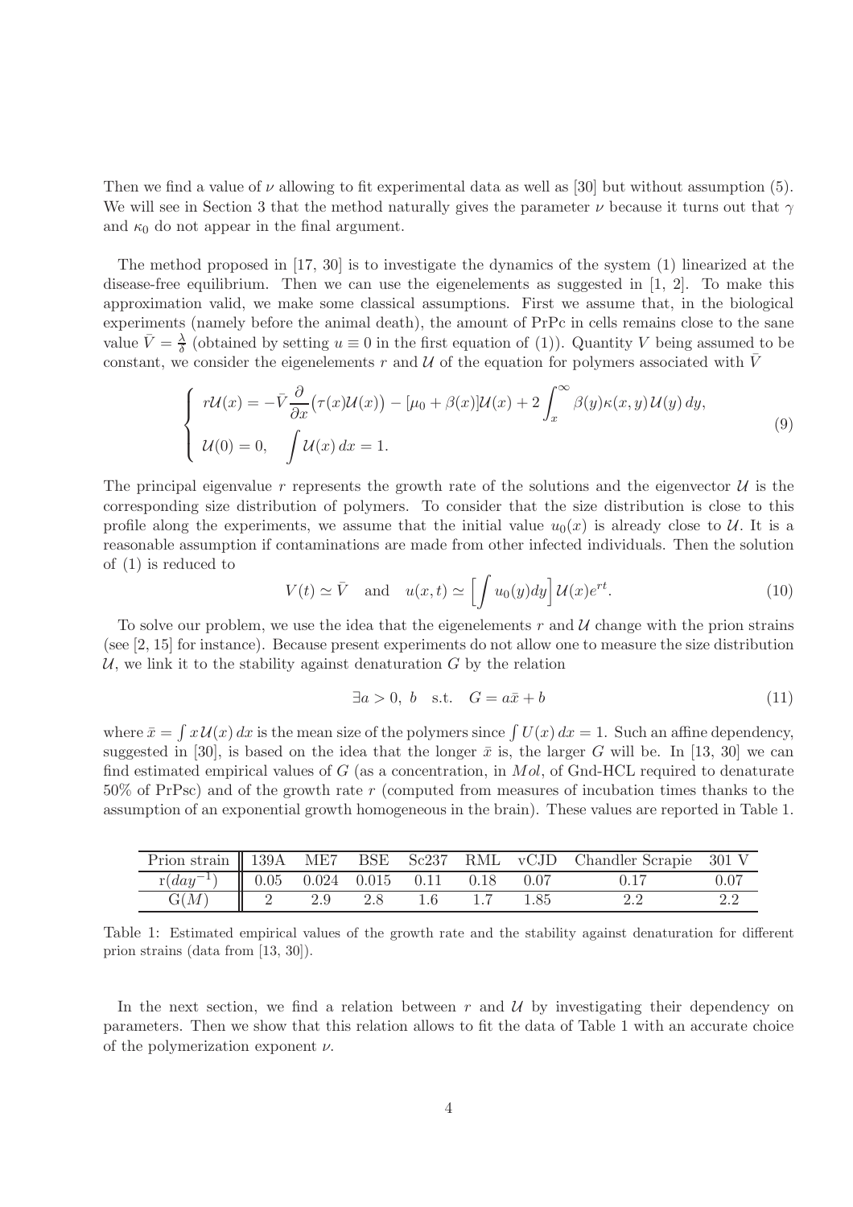Then we find a value of $\nu$ allowing to fit experimental data as well as [30] but without assumption (5). We will see in Section 3 that the method naturally gives the parameter $\nu$ because it turns out that $\gamma$ and $\kappa_0$ do not appear in the final argument.

The method proposed in [17, 30] is to investigate the dynamics of the system (1) linearized at the disease-free equilibrium. Then we can use the eigenelements as suggested in [1, 2]. To make this approximation valid, we make some classical assumptions. First we assume that, in the biological experiments (namely before the animal death), the amount of PrPc in cells remains close to the sane value $\bar{V} = \frac{\lambda}{\delta}$ (obtained by setting $u \equiv 0$ in the first equation of (1)). Quantity $V$ being assumed to be constant, we consider the eigenelements $r$ and $\mathcal{U}$ of the equation for polymers associated with $\bar{V}$

$$
\begin{cases}
r\mathcal{U}(x) = -\bar{V}\dfrac{\partial}{\partial x}\big(\tau(x)\mathcal{U}(x)\big) - [\mu_0 + \beta(x)]\mathcal{U}(x) + 2\displaystyle\int_x^\infty \beta(y)\kappa(x,y)\,\mathcal{U}(y)\,dy, \\
\mathcal{U}(0) = 0, \quad \displaystyle\int \mathcal{U}(x)\,dx = 1.
\end{cases}
\tag{9}
$$

The principal eigenvalue $r$ represents the growth rate of the solutions and the eigenvector $\mathcal{U}$ is the corresponding size distribution of polymers. To consider that the size distribution is close to this profile along the experiments, we assume that the initial value $u_0(x)$ is already close to $\mathcal{U}$. It is a reasonable assumption if contaminations are made from other infected individuals. Then the solution of (1) is reduced to

$$
V(t) \simeq \bar{V} \quad \text{and} \quad u(x,t) \simeq \Big[\int u_0(y)dy\Big]\,\mathcal{U}(x)e^{rt}. \tag{10}
$$

To solve our problem, we use the idea that the eigenelements $r$ and $\mathcal{U}$ change with the prion strains (see [2, 15] for instance). Because present experiments do not allow one to measure the size distribution $\mathcal{U}$, we link it to the stability against denaturation $G$ by the relation

$$
\exists a > 0,\ b \quad \text{s.t.} \quad G = a\bar{x} + b \tag{11}
$$

where $\bar{x} = \int x\,\mathcal{U}(x)\,dx$ is the mean size of the polymers since $\int U(x)\,dx = 1$. Such an affine dependency, suggested in [30], is based on the idea that the longer $\bar{x}$ is, the larger $G$ will be. In [13, 30] we can find estimated empirical values of $G$ (as a concentration, in $Mol$, of Gnd-HCL required to denaturate 50% of PrPsc) and of the growth rate $r$ (computed from measures of incubation times thanks to the assumption of an exponential growth homogeneous in the brain). These values are reported in Table 1.

| Prion strain | 139A | ME7 | BSE | Sc237 | RML | vCJD | Chandler Scrapie | 301 V |
|---|---|---|---|---|---|---|---|---|
| r($day^{-1}$) | 0.05 | 0.024 | 0.015 | 0.11 | 0.18 | 0.07 | 0.17 | 0.07 |
| G($M$) | 2 | 2.9 | 2.8 | 1.6 | 1.7 | 1.85 | 2.2 | 2.2 |

Table 1: Estimated empirical values of the growth rate and the stability against denaturation for different prion strains (data from [13, 30]).

In the next section, we find a relation between $r$ and $\mathcal{U}$ by investigating their dependency on parameters. Then we show that this relation allows to fit the data of Table 1 with an accurate choice of the polymerization exponent $\nu$.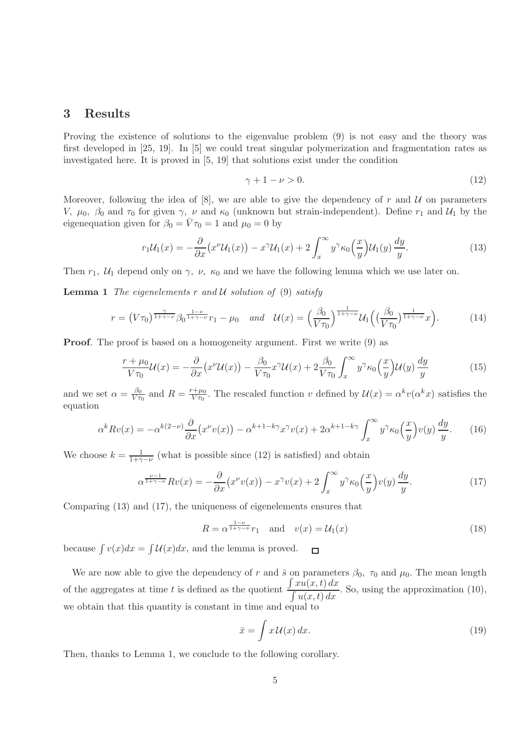## 3 Results

Proving the existence of solutions to the eigenvalue problem (9) is not easy and the theory was first developed in [25, 19]. In [5] we could treat singular polymerization and fragmentation rates as investigated here. It is proved in [5, 19] that solutions exist under the condition

$$\gamma + 1 - \nu > 0. \tag{12}$$

Moreover, following the idea of [8], we are able to give the dependency of $r$ and $\mathcal{U}$ on parameters $V$, $\mu_0$, $\beta_0$ and $\tau_0$ for given $\gamma$, $\nu$ and $\kappa_0$ (unknown but strain-independent). Define $r_1$ and $\mathcal{U}_1$ by the eigenequation given for $\beta_0 = \bar{V}\tau_0 = 1$ and $\mu_0 = 0$ by

$$r_1 \mathcal{U}_1(x) = -\frac{\partial}{\partial x}\big(x^\nu \mathcal{U}_1(x)\big) - x^\gamma \mathcal{U}_1(x) + 2\int_x^\infty y^\gamma \kappa_0\Big(\frac{x}{y}\Big)\mathcal{U}_1(y)\,\frac{dy}{y}. \tag{13}$$

Then $r_1$, $\mathcal{U}_1$ depend only on $\gamma$, $\nu$, $\kappa_0$ and we have the following lemma which we use later on.

**Lemma 1** *The eigenelements $r$ and $\mathcal{U}$ solution of (9) satisfy*

$$r = \big(V\tau_0\big)^{\frac{\gamma}{1+\gamma-\nu}} \beta_0^{\frac{1-\nu}{1+\gamma-\nu}} r_1 - \mu_0 \quad \textit{and} \quad \mathcal{U}(x) = \Big(\frac{\beta_0}{V\tau_0}\Big)^{\frac{1}{1+\gamma-\nu}} \mathcal{U}_1\Big(\big(\frac{\beta_0}{V\tau_0}\big)^{\frac{1}{1+\gamma-\nu}} x\Big). \tag{14}$$

**Proof**. The proof is based on a homogeneity argument. First we write (9) as

$$\frac{r+\mu_0}{V\tau_0}\mathcal{U}(x) = -\frac{\partial}{\partial x}\big(x^\nu \mathcal{U}(x)\big) - \frac{\beta_0}{V\tau_0}x^\gamma \mathcal{U}(x) + 2\frac{\beta_0}{V\tau_0}\int_x^\infty y^\gamma \kappa_0\Big(\frac{x}{y}\Big)\mathcal{U}(y)\,\frac{dy}{y} \tag{15}$$

and we set $\alpha = \frac{\beta_0}{V\tau_0}$ and $R = \frac{r+\mu_0}{V\tau_0}$. The rescaled function $v$ defined by $\mathcal{U}(x) = \alpha^k v(\alpha^k x)$ satisfies the equation

$$\alpha^k R v(x) = -\alpha^{k(2-\nu)}\frac{\partial}{\partial x}\big(x^\nu v(x)\big) - \alpha^{k+1-k\gamma}x^\gamma v(x) + 2\alpha^{k+1-k\gamma}\int_x^\infty y^\gamma \kappa_0\Big(\frac{x}{y}\Big)v(y)\,\frac{dy}{y}. \tag{16}$$

We choose $k = \frac{1}{1+\gamma-\nu}$ (what is possible since (12) is satisfied) and obtain

$$\alpha^{\frac{\nu-1}{1+\gamma-\nu}} R v(x) = -\frac{\partial}{\partial x}\big(x^\nu v(x)\big) - x^\gamma v(x) + 2\int_x^\infty y^\gamma \kappa_0\Big(\frac{x}{y}\Big)v(y)\,\frac{dy}{y}. \tag{17}$$

Comparing (13) and (17), the uniqueness of eigenelements ensures that

$$R = \alpha^{\frac{1-\nu}{1+\gamma-\nu}} r_1 \quad \text{and} \quad v(x) = \mathcal{U}_1(x) \tag{18}$$

because $\int v(x)dx = \int \mathcal{U}(x)dx$, and the lemma is proved. $\square$

We are now able to give the dependency of $r$ and $\bar{s}$ on parameters $\beta_0$, $\tau_0$ and $\mu_0$. The mean length of the aggregates at time $t$ is defined as the quotient $\dfrac{\int x u(x,t)\,dx}{\int u(x,t)\,dx}$. So, using the approximation (10), we obtain that this quantity is constant in time and equal to

$$\bar{x} = \int x\,\mathcal{U}(x)\,dx. \tag{19}$$

Then, thanks to Lemma 1, we conclude to the following corollary.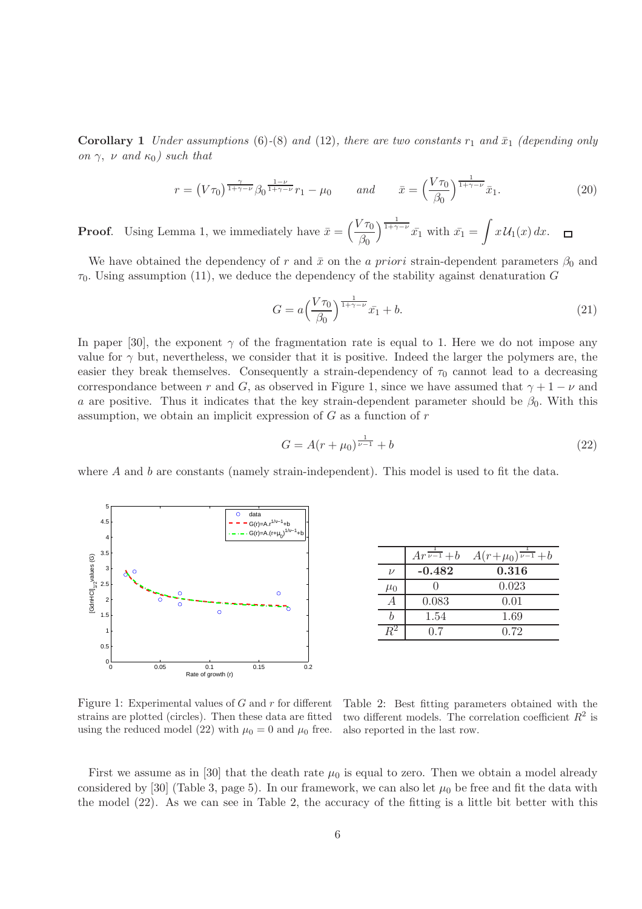**Corollary 1** *Under assumptions (6)-(8) and (12), there are two constants $r_1$ and $\bar{x}_1$ (depending only on $\gamma$, $\nu$ and $\kappa_0$) such that*

$$r = \left(V\tau_0\right)^{\frac{\gamma}{1+\gamma-\nu}} \beta_0^{\frac{1-\nu}{1+\gamma-\nu}} r_1 - \mu_0 \qquad \textit{and} \qquad \bar{x} = \left(\frac{V\tau_0}{\beta_0}\right)^{\frac{1}{1+\gamma-\nu}} \bar{x}_1. \tag{20}$$

**Proof**. Using Lemma 1, we immediately have $\bar{x} = \left(\frac{V\tau_0}{\beta_0}\right)^{\frac{1}{1+\gamma-\nu}} \bar{x_1}$ with $\bar{x_1} = \int x\,\mathcal{U}_1(x)\,dx$. $\square$

We have obtained the dependency of $r$ and $\bar{x}$ on the *a priori* strain-dependent parameters $\beta_0$ and $\tau_0$. Using assumption (11), we deduce the dependency of the stability against denaturation $G$

$$G = a\left(\frac{V\tau_0}{\beta_0}\right)^{\frac{1}{1+\gamma-\nu}} \bar{x_1} + b. \tag{21}$$

In paper [30], the exponent $\gamma$ of the fragmentation rate is equal to 1. Here we do not impose any value for $\gamma$ but, nevertheless, we consider that it is positive. Indeed the larger the polymers are, the easier they break themselves. Consequently a strain-dependency of $\tau_0$ cannot lead to a decreasing correspondance between $r$ and $G$, as observed in Figure 1, since we have assumed that $\gamma + 1 - \nu$ and $a$ are positive. Thus it indicates that the key strain-dependent parameter should be $\beta_0$. With this assumption, we obtain an implicit expression of $G$ as a function of $r$

$$G = A(r + \mu_0)^{\frac{1}{\nu-1}} + b \tag{22}$$

where $A$ and $b$ are constants (namely strain-independent). This model is used to fit the data.

Figure 1: Experimental values of $G$ and $r$ for different strains are plotted (circles). Then these data are fitted using the reduced model (22) with $\mu_0 = 0$ and $\mu_0$ free.

| | $Ar^{\frac{1}{\nu-1}}+b$ | $A(r+\mu_0)^{\frac{1}{\nu-1}}+b$ |
|---|---|---|
| $\nu$ | **-0.482** | **0.316** |
| $\mu_0$ | 0 | 0.023 |
| $A$ | 0.083 | 0.01 |
| $b$ | 1.54 | 1.69 |
| $R^2$ | 0.7 | 0.72 |

Table 2: Best fitting parameters obtained with the two different models. The correlation coefficient $R^2$ is also reported in the last row.

First we assume as in [30] that the death rate $\mu_0$ is equal to zero. Then we obtain a model already considered by [30] (Table 3, page 5). In our framework, we can also let $\mu_0$ be free and fit the data with the model (22). As we can see in Table 2, the accuracy of the fitting is a little bit better with this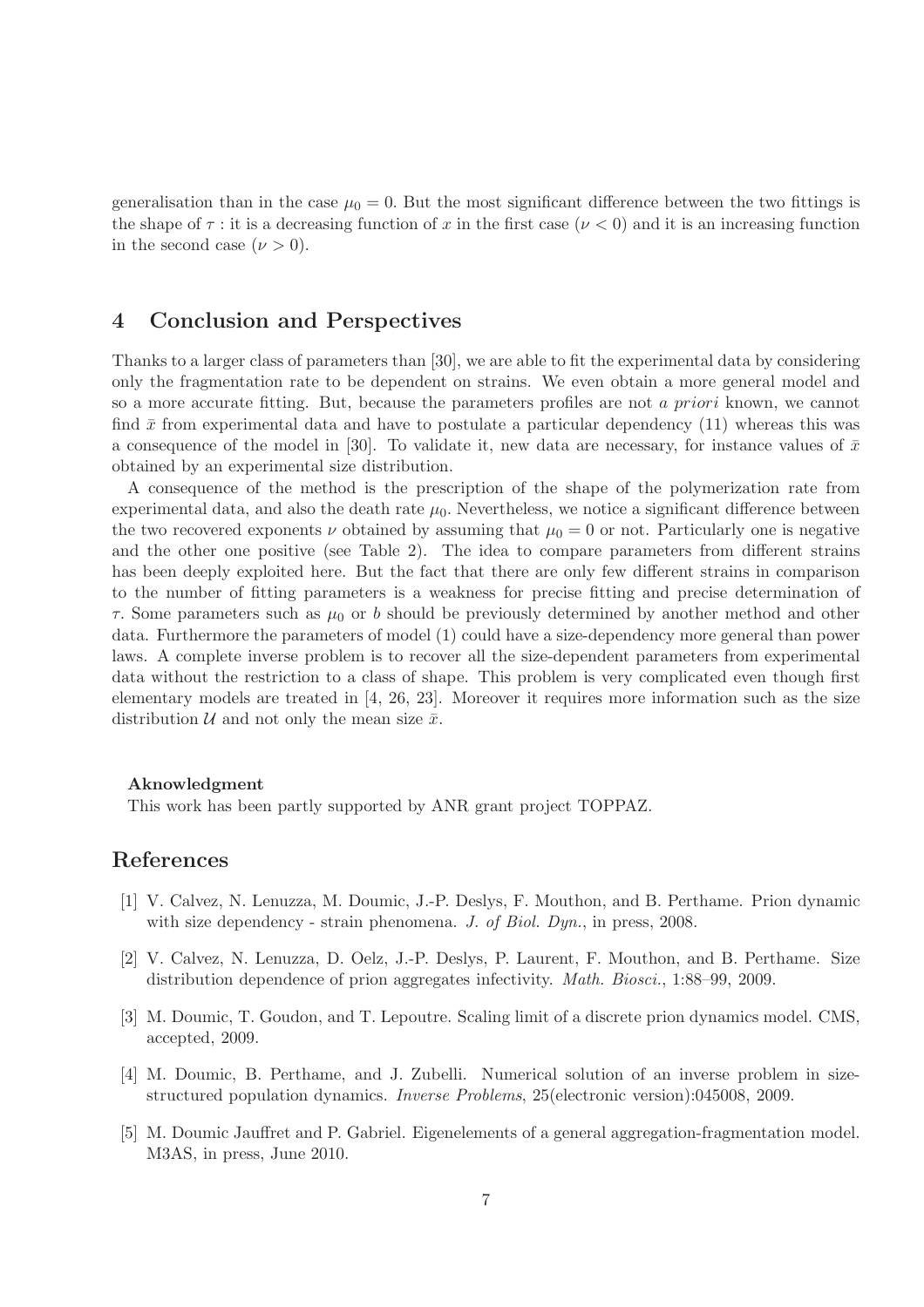generalisation than in the case $\mu_0 = 0$. But the most significant difference between the two fittings is the shape of $\tau$ : it is a decreasing function of $x$ in the first case ($\nu < 0$) and it is an increasing function in the second case ($\nu > 0$).

## 4 Conclusion and Perspectives

Thanks to a larger class of parameters than [30], we are able to fit the experimental data by considering only the fragmentation rate to be dependent on strains. We even obtain a more general model and so a more accurate fitting. But, because the parameters profiles are not *a priori* known, we cannot find $\bar{x}$ from experimental data and have to postulate a particular dependency (11) whereas this was a consequence of the model in [30]. To validate it, new data are necessary, for instance values of $\bar{x}$ obtained by an experimental size distribution.

A consequence of the method is the prescription of the shape of the polymerization rate from experimental data, and also the death rate $\mu_0$. Nevertheless, we notice a significant difference between the two recovered exponents $\nu$ obtained by assuming that $\mu_0 = 0$ or not. Particularly one is negative and the other one positive (see Table 2). The idea to compare parameters from different strains has been deeply exploited here. But the fact that there are only few different strains in comparison to the number of fitting parameters is a weakness for precise fitting and precise determination of $\tau$. Some parameters such as $\mu_0$ or $b$ should be previously determined by another method and other data. Furthermore the parameters of model (1) could have a size-dependency more general than power laws. A complete inverse problem is to recover all the size-dependent parameters from experimental data without the restriction to a class of shape. This problem is very complicated even though first elementary models are treated in [4, 26, 23]. Moreover it requires more information such as the size distribution $\mathcal{U}$ and not only the mean size $\bar{x}$.

**Aknowledgment**
This work has been partly supported by ANR grant project TOPPAZ.

## References

[1] V. Calvez, N. Lenuzza, M. Doumic, J.-P. Deslys, F. Mouthon, and B. Perthame. Prion dynamic with size dependency - strain phenomena. *J. of Biol. Dyn.*, in press, 2008.

[2] V. Calvez, N. Lenuzza, D. Oelz, J.-P. Deslys, P. Laurent, F. Mouthon, and B. Perthame. Size distribution dependence of prion aggregates infectivity. *Math. Biosci.*, 1:88–99, 2009.

[3] M. Doumic, T. Goudon, and T. Lepoutre. Scaling limit of a discrete prion dynamics model. CMS, accepted, 2009.

[4] M. Doumic, B. Perthame, and J. Zubelli. Numerical solution of an inverse problem in size-structured population dynamics. *Inverse Problems*, 25(electronic version):045008, 2009.

[5] M. Doumic Jauffret and P. Gabriel. Eigenelements of a general aggregation-fragmentation model. M3AS, in press, June 2010.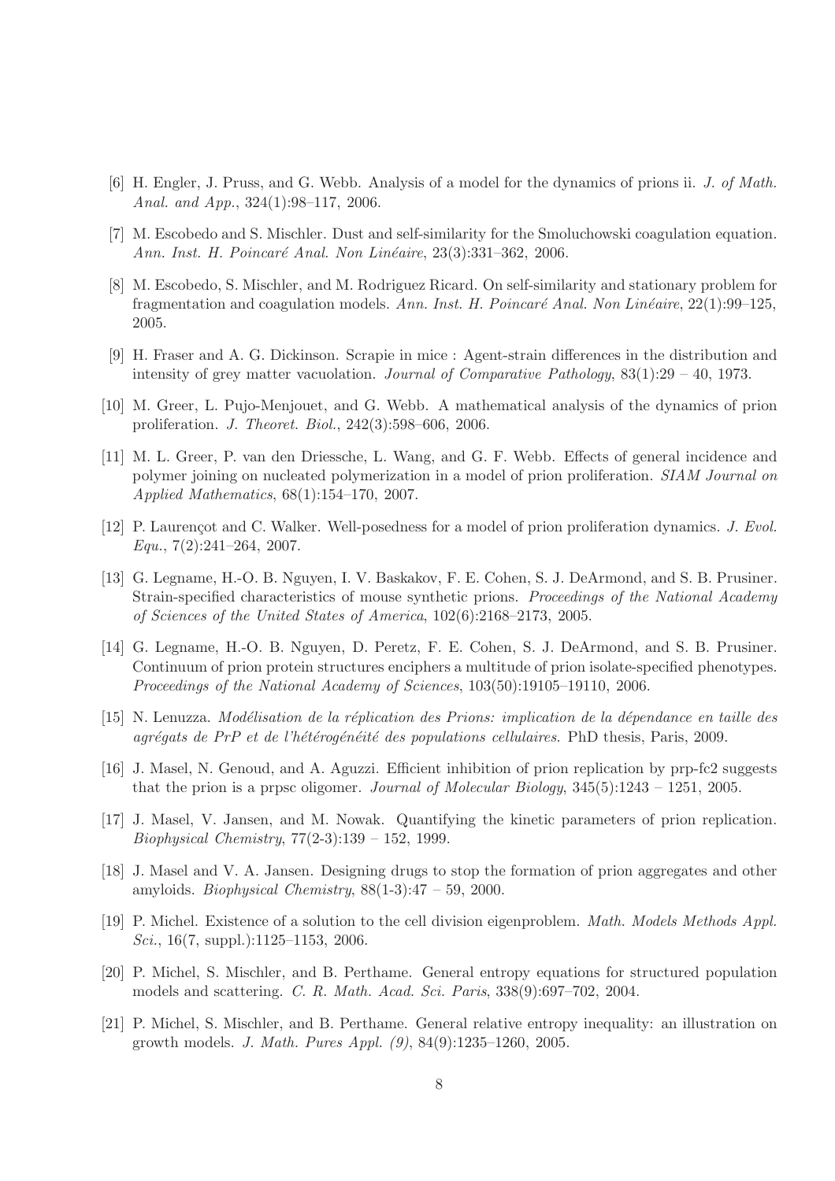[6] H. Engler, J. Pruss, and G. Webb. Analysis of a model for the dynamics of prions ii. *J. of Math. Anal. and App.*, 324(1):98–117, 2006.

[7] M. Escobedo and S. Mischler. Dust and self-similarity for the Smoluchowski coagulation equation. *Ann. Inst. H. Poincaré Anal. Non Linéaire*, 23(3):331–362, 2006.

[8] M. Escobedo, S. Mischler, and M. Rodriguez Ricard. On self-similarity and stationary problem for fragmentation and coagulation models. *Ann. Inst. H. Poincaré Anal. Non Linéaire*, 22(1):99–125, 2005.

[9] H. Fraser and A. G. Dickinson. Scrapie in mice : Agent-strain differences in the distribution and intensity of grey matter vacuolation. *Journal of Comparative Pathology*, 83(1):29 – 40, 1973.

[10] M. Greer, L. Pujo-Menjouet, and G. Webb. A mathematical analysis of the dynamics of prion proliferation. *J. Theoret. Biol.*, 242(3):598–606, 2006.

[11] M. L. Greer, P. van den Driessche, L. Wang, and G. F. Webb. Effects of general incidence and polymer joining on nucleated polymerization in a model of prion proliferation. *SIAM Journal on Applied Mathematics*, 68(1):154–170, 2007.

[12] P. Laurençot and C. Walker. Well-posedness for a model of prion proliferation dynamics. *J. Evol. Equ.*, 7(2):241–264, 2007.

[13] G. Legname, H.-O. B. Nguyen, I. V. Baskakov, F. E. Cohen, S. J. DeArmond, and S. B. Prusiner. Strain-specified characteristics of mouse synthetic prions. *Proceedings of the National Academy of Sciences of the United States of America*, 102(6):2168–2173, 2005.

[14] G. Legname, H.-O. B. Nguyen, D. Peretz, F. E. Cohen, S. J. DeArmond, and S. B. Prusiner. Continuum of prion protein structures enciphers a multitude of prion isolate-specified phenotypes. *Proceedings of the National Academy of Sciences*, 103(50):19105–19110, 2006.

[15] N. Lenuzza. *Modélisation de la réplication des Prions: implication de la dépendance en taille des agrégats de PrP et de l'hétérogénéité des populations cellulaires*. PhD thesis, Paris, 2009.

[16] J. Masel, N. Genoud, and A. Aguzzi. Efficient inhibition of prion replication by prp-fc2 suggests that the prion is a prpsc oligomer. *Journal of Molecular Biology*, 345(5):1243 – 1251, 2005.

[17] J. Masel, V. Jansen, and M. Nowak. Quantifying the kinetic parameters of prion replication. *Biophysical Chemistry*, 77(2-3):139 – 152, 1999.

[18] J. Masel and V. A. Jansen. Designing drugs to stop the formation of prion aggregates and other amyloids. *Biophysical Chemistry*, 88(1-3):47 – 59, 2000.

[19] P. Michel. Existence of a solution to the cell division eigenproblem. *Math. Models Methods Appl. Sci.*, 16(7, suppl.):1125–1153, 2006.

[20] P. Michel, S. Mischler, and B. Perthame. General entropy equations for structured population models and scattering. *C. R. Math. Acad. Sci. Paris*, 338(9):697–702, 2004.

[21] P. Michel, S. Mischler, and B. Perthame. General relative entropy inequality: an illustration on growth models. *J. Math. Pures Appl. (9)*, 84(9):1235–1260, 2005.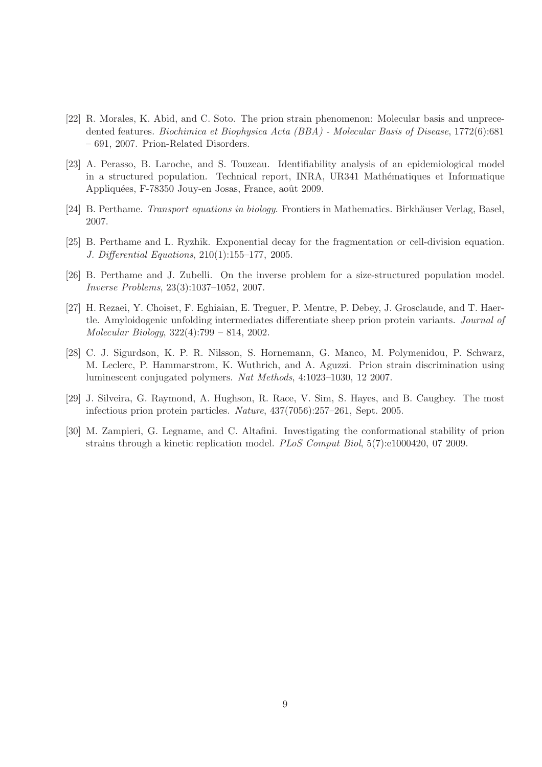[22] R. Morales, K. Abid, and C. Soto. The prion strain phenomenon: Molecular basis and unprecedented features. *Biochimica et Biophysica Acta (BBA) - Molecular Basis of Disease*, 1772(6):681 – 691, 2007. Prion-Related Disorders.

[23] A. Perasso, B. Laroche, and S. Touzeau. Identifiability analysis of an epidemiological model in a structured population. Technical report, INRA, UR341 Mathématiques et Informatique Appliquées, F-78350 Jouy-en Josas, France, août 2009.

[24] B. Perthame. *Transport equations in biology*. Frontiers in Mathematics. Birkhäuser Verlag, Basel, 2007.

[25] B. Perthame and L. Ryzhik. Exponential decay for the fragmentation or cell-division equation. *J. Differential Equations*, 210(1):155–177, 2005.

[26] B. Perthame and J. Zubelli. On the inverse problem for a size-structured population model. *Inverse Problems*, 23(3):1037–1052, 2007.

[27] H. Rezaei, Y. Choiset, F. Eghiaian, E. Treguer, P. Mentre, P. Debey, J. Grosclaude, and T. Haertle. Amyloidogenic unfolding intermediates differentiate sheep prion protein variants. *Journal of Molecular Biology*, 322(4):799 – 814, 2002.

[28] C. J. Sigurdson, K. P. R. Nilsson, S. Hornemann, G. Manco, M. Polymenidou, P. Schwarz, M. Leclerc, P. Hammarstrom, K. Wuthrich, and A. Aguzzi. Prion strain discrimination using luminescent conjugated polymers. *Nat Methods*, 4:1023–1030, 12 2007.

[29] J. Silveira, G. Raymond, A. Hughson, R. Race, V. Sim, S. Hayes, and B. Caughey. The most infectious prion protein particles. *Nature*, 437(7056):257–261, Sept. 2005.

[30] M. Zampieri, G. Legname, and C. Altafini. Investigating the conformational stability of prion strains through a kinetic replication model. *PLoS Comput Biol*, 5(7):e1000420, 07 2009.